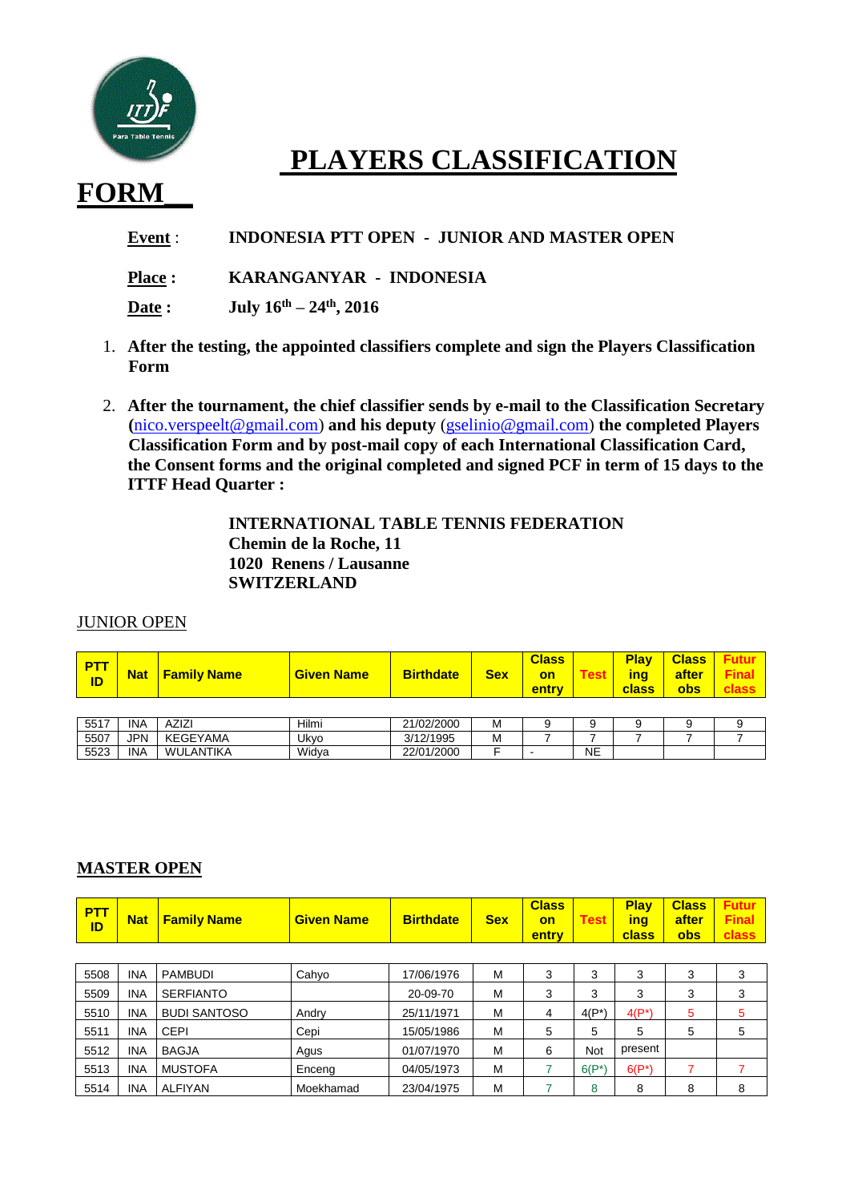# PLAYERS CLASSIFICATION FORM

**Event** : **INDONESIA PTT OPEN - JUNIOR AND MASTER OPEN**

**Place :** **KARANGANYAR - INDONESIA**

**Date :** **July 16th – 24th, 2016**

1. **After the testing, the appointed classifiers complete and sign the Players Classification Form**

2. **After the tournament, the chief classifier sends by e-mail to the Classification Secretary (nico.verspeelt@gmail.com) and his deputy (gselinio@gmail.com) the completed Players Classification Form and by post-mail copy of each International Classification Card, the Consent forms and the original completed and signed PCF in term of 15 days to the ITTF Head Quarter :**

**INTERNATIONAL TABLE TENNIS FEDERATION**
**Chemin de la Roche, 11**
**1020 Renens / Lausanne**
**SWITZERLAND**

JUNIOR OPEN

| PTT ID | Nat | Family Name | Given Name | Birthdate | Sex | Class on entry | Test | Playing class | Class after obs | Futur Final class |
|---|---|---|---|---|---|---|---|---|---|---|
| 5517 | INA | AZIZI | Hilmi | 21/02/2000 | M | 9 | 9 | 9 | 9 | 9 |
| 5507 | JPN | KEGEYAMA | Ukyo | 3/12/1995 | M | 7 | 7 | 7 | 7 | 7 |
| 5523 | INA | WULANTIKA | Widya | 22/01/2000 | F | - | NE | | | |

**MASTER OPEN**

| PTT ID | Nat | Family Name | Given Name | Birthdate | Sex | Class on entry | Test | Playing class | Class after obs | Futur Final class |
|---|---|---|---|---|---|---|---|---|---|---|
| 5508 | INA | PAMBUDI | Cahyo | 17/06/1976 | M | 3 | 3 | 3 | 3 | 3 |
| 5509 | INA | SERFIANTO | | 20-09-70 | M | 3 | 3 | 3 | 3 | 3 |
| 5510 | INA | BUDI SANTOSO | Andry | 25/11/1971 | M | 4 | 4(P*) | 4(P*) | 5 | 5 |
| 5511 | INA | CEPI | Cepi | 15/05/1986 | M | 5 | 5 | 5 | 5 | 5 |
| 5512 | INA | BAGJA | Agus | 01/07/1970 | M | 6 | Not | present | | |
| 5513 | INA | MUSTOFA | Enceng | 04/05/1973 | M | 7 | 6(P*) | 6(P*) | 7 | 7 |
| 5514 | INA | ALFIYAN | Moekhamad | 23/04/1975 | M | 7 | 8 | 8 | 8 | 8 |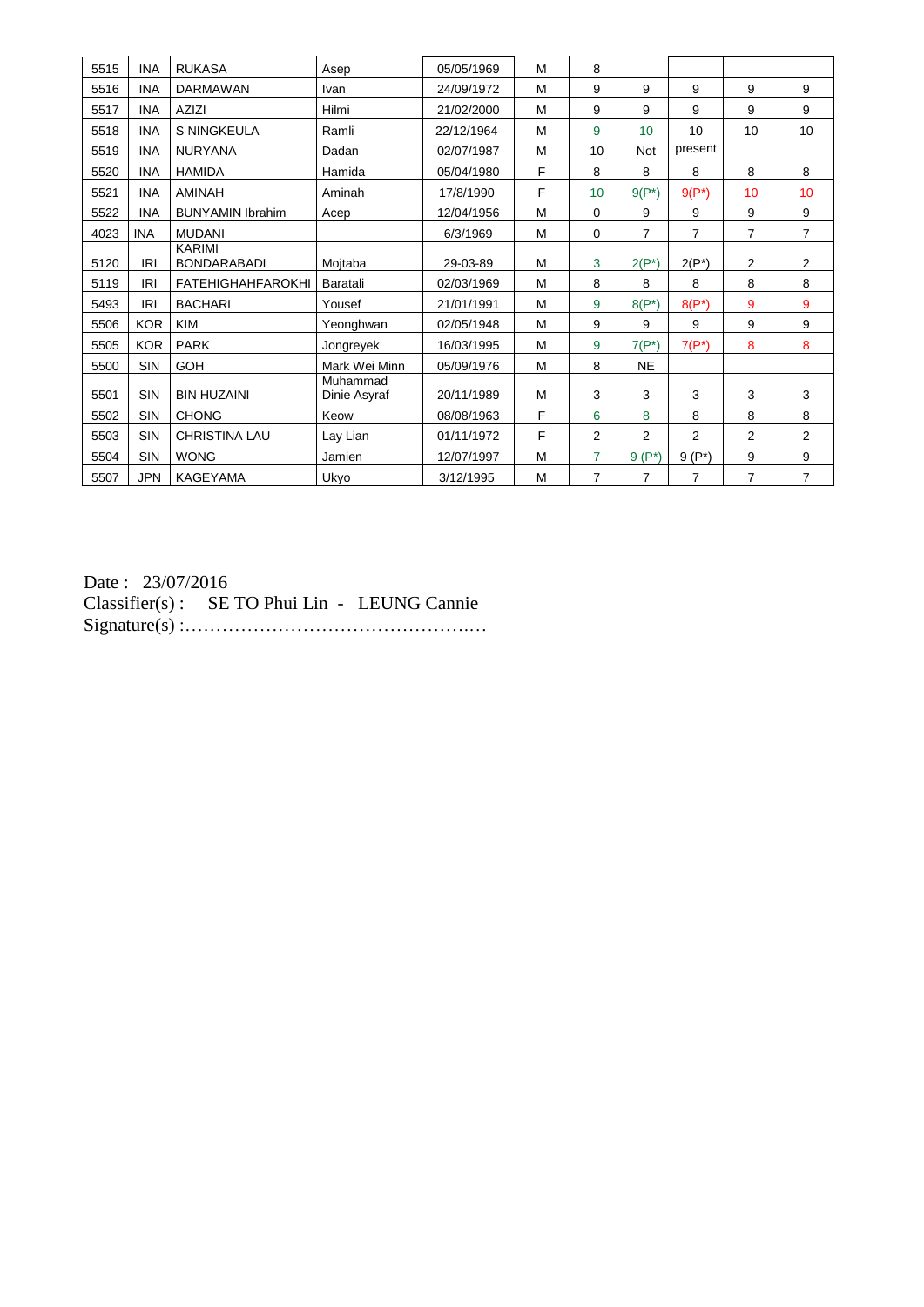| | | | | | | | | | | |
|---|---|---|---|---|---|---|---|---|---|---|
| 5515 | INA | RUKASA | Asep | 05/05/1969 | M | 8 | | | | |
| 5516 | INA | DARMAWAN | Ivan | 24/09/1972 | M | 9 | 9 | 9 | 9 | 9 |
| 5517 | INA | AZIZI | Hilmi | 21/02/2000 | M | 9 | 9 | 9 | 9 | 9 |
| 5518 | INA | S NINGKEULA | Ramli | 22/12/1964 | M | 9 | 10 | 10 | 10 | 10 |
| 5519 | INA | NURYANA | Dadan | 02/07/1987 | M | 10 | Not | present | | |
| 5520 | INA | HAMIDA | Hamida | 05/04/1980 | F | 8 | 8 | 8 | 8 | 8 |
| 5521 | INA | AMINAH | Aminah | 17/8/1990 | F | 10 | 9(P*) | 9(P*) | 10 | 10 |
| 5522 | INA | BUNYAMIN Ibrahim | Acep | 12/04/1956 | M | 0 | 9 | 9 | 9 | 9 |
| 4023 | INA | MUDANI | | 6/3/1969 | M | 0 | 7 | 7 | 7 | 7 |
| 5120 | IRI | KARIMI BONDARABADI | Mojtaba | 29-03-89 | M | 3 | 2(P*) | 2(P*) | 2 | 2 |
| 5119 | IRI | FATEHIGHAHFAROKHI | Baratali | 02/03/1969 | M | 8 | 8 | 8 | 8 | 8 |
| 5493 | IRI | BACHARI | Yousef | 21/01/1991 | M | 9 | 8(P*) | 8(P*) | 9 | 9 |
| 5506 | KOR | KIM | Yeonghwan | 02/05/1948 | M | 9 | 9 | 9 | 9 | 9 |
| 5505 | KOR | PARK | Jongreyek | 16/03/1995 | M | 9 | 7(P*) | 7(P*) | 8 | 8 |
| 5500 | SIN | GOH | Mark Wei Minn | 05/09/1976 | M | 8 | NE | | | |
| 5501 | SIN | BIN HUZAINI | Muhammad Dinie Asyraf | 20/11/1989 | M | 3 | 3 | 3 | 3 | 3 |
| 5502 | SIN | CHONG | Keow | 08/08/1963 | F | 6 | 8 | 8 | 8 | 8 |
| 5503 | SIN | CHRISTINA LAU | Lay Lian | 01/11/1972 | F | 2 | 2 | 2 | 2 | 2 |
| 5504 | SIN | WONG | Jamien | 12/07/1997 | M | 7 | 9 (P*) | 9 (P*) | 9 | 9 |
| 5507 | JPN | KAGEYAMA | Ukyo | 3/12/1995 | M | 7 | 7 | 7 | 7 | 7 |

Date : 23/07/2016

Classifier(s) : SE TO Phui Lin - LEUNG Cannie

Signature(s) :…………………………………….…